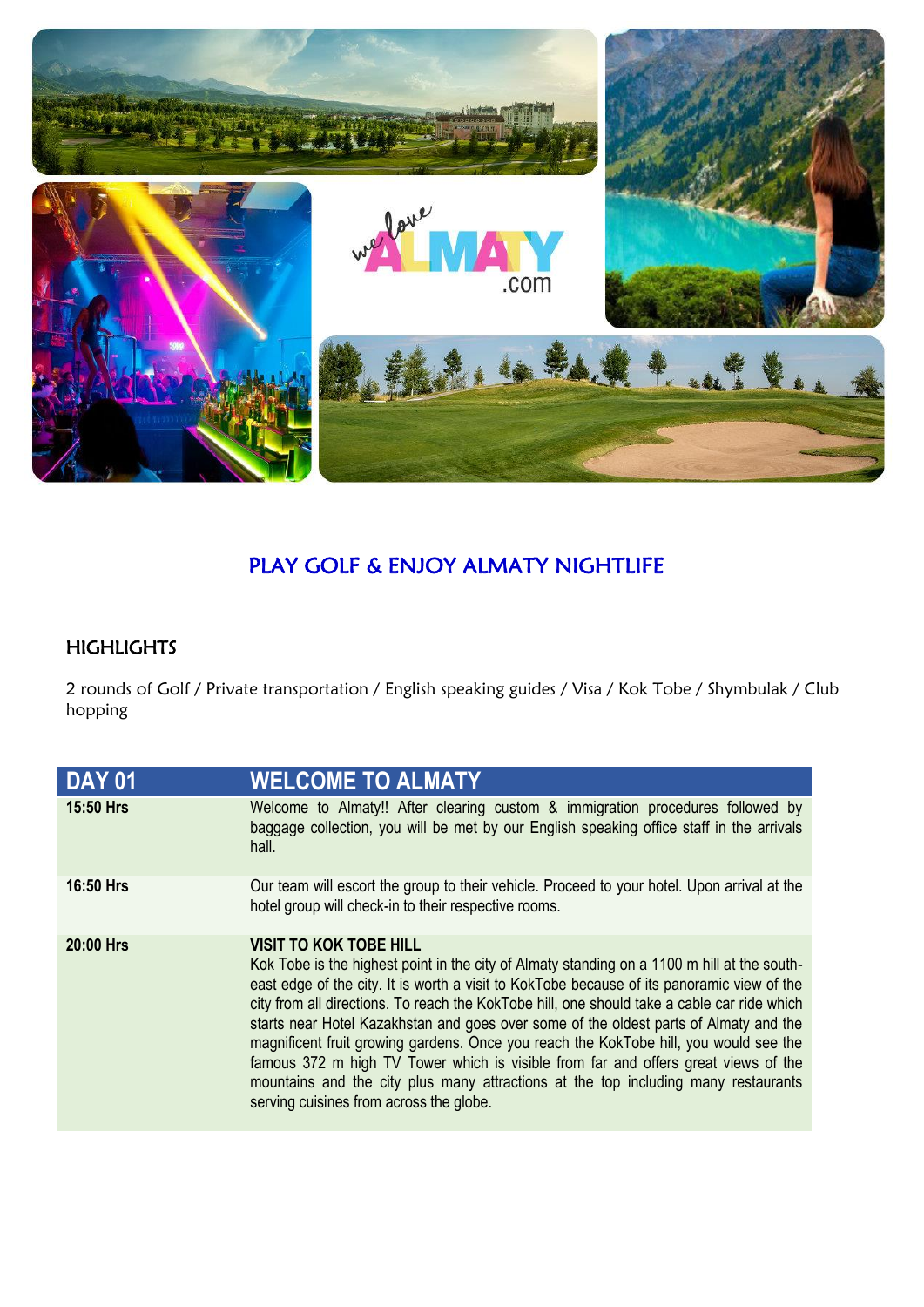# PLAY GOLF & ENJOY ALMATY NIGHTLIFE

## HIGHLIGHTS

2 rounds of Golf / Private transportation / English speaking guides / Visa / Kok Tobe / Shymbulak / Club hopping

| DAY 01 | WELCOME TO ALMATY |
|---|---|
| **15:50 Hrs** | Welcome to Almaty!! After clearing custom & immigration procedures followed by baggage collection, you will be met by our English speaking office staff in the arrivals hall. |
| **16:50 Hrs** | Our team will escort the group to their vehicle. Proceed to your hotel. Upon arrival at the hotel group will check-in to their respective rooms. |
| **20:00 Hrs** | **VISIT TO KOK TOBE HILL** Kok Tobe is the highest point in the city of Almaty standing on a 1100 m hill at the south-east edge of the city. It is worth a visit to KokTobe because of its panoramic view of the city from all directions. To reach the KokTobe hill, one should take a cable car ride which starts near Hotel Kazakhstan and goes over some of the oldest parts of Almaty and the magnificent fruit growing gardens. Once you reach the KokTobe hill, you would see the famous 372 m high TV Tower which is visible from far and offers great views of the mountains and the city plus many attractions at the top including many restaurants serving cuisines from across the globe. |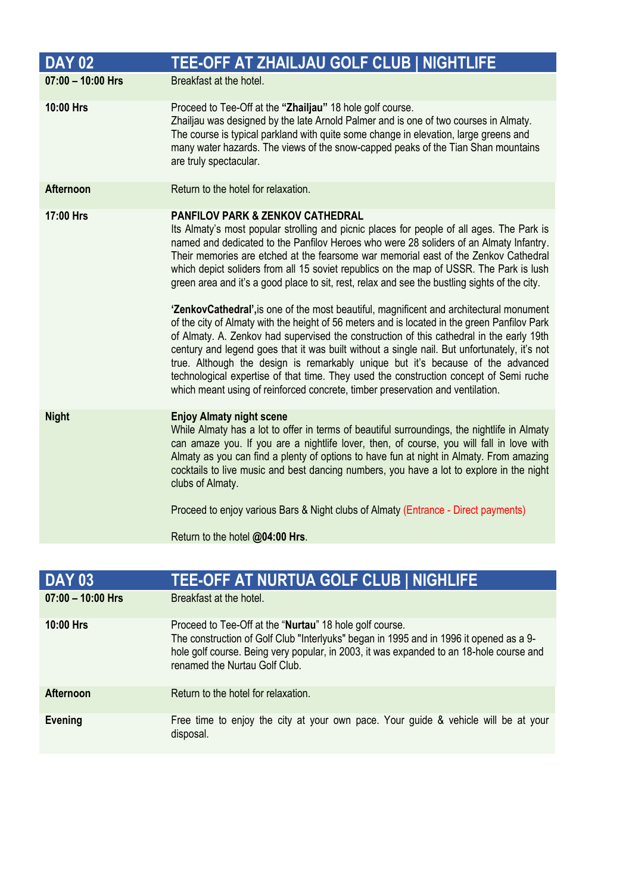| DAY 02 | TEE-OFF AT ZHAILJAU GOLF CLUB \| NIGHTLIFE |
|---|---|
| **07:00 – 10:00 Hrs** | Breakfast at the hotel. |
| **10:00 Hrs** | Proceed to Tee-Off at the **"Zhailjau"** 18 hole golf course.<br>Zhailjau was designed by the late Arnold Palmer and is one of two courses in Almaty. The course is typical parkland with quite some change in elevation, large greens and many water hazards. The views of the snow-capped peaks of the Tian Shan mountains are truly spectacular. |
| **Afternoon** | Return to the hotel for relaxation. |
| **17:00 Hrs** | **PANFILOV PARK & ZENKOV CATHEDRAL**<br>Its Almaty's most popular strolling and picnic places for people of all ages. The Park is named and dedicated to the Panfilov Heroes who were 28 soliders of an Almaty Infantry. Their memories are etched at the fearsome war memorial east of the Zenkov Cathedral which depict soliders from all 15 soviet republics on the map of USSR. The Park is lush green area and it's a good place to sit, rest, relax and see the bustling sights of the city.<br><br>**'ZenkovCathedral',**is one of the most beautiful, magnificent and architectural monument of the city of Almaty with the height of 56 meters and is located in the green Panfilov Park of Almaty. A. Zenkov had supervised the construction of this cathedral in the early 19th century and legend goes that it was built without a single nail. But unfortunately, it's not true. Although the design is remarkably unique but it's because of the advanced technological expertise of that time. They used the construction concept of Semi ruche which meant using of reinforced concrete, timber preservation and ventilation. |
| **Night** | **Enjoy Almaty night scene**<br>While Almaty has a lot to offer in terms of beautiful surroundings, the nightlife in Almaty can amaze you. If you are a nightlife lover, then, of course, you will fall in love with Almaty as you can find a plenty of options to have fun at night in Almaty. From amazing cocktails to live music and best dancing numbers, you have a lot to explore in the night clubs of Almaty.<br><br>Proceed to enjoy various Bars & Night clubs of Almaty (Entrance - Direct payments)<br><br>Return to the hotel **@04:00 Hrs**. |

| DAY 03 | TEE-OFF AT NURTUA GOLF CLUB \| NIGHLIFE |
|---|---|
| **07:00 – 10:00 Hrs** | Breakfast at the hotel. |
| **10:00 Hrs** | Proceed to Tee-Off at the "**Nurtau**" 18 hole golf course.<br>The construction of Golf Club "Interlyuks" began in 1995 and in 1996 it opened as a 9-hole golf course. Being very popular, in 2003, it was expanded to an 18-hole course and renamed the Nurtau Golf Club. |
| **Afternoon** | Return to the hotel for relaxation. |
| **Evening** | Free time to enjoy the city at your own pace. Your guide & vehicle will be at your disposal. |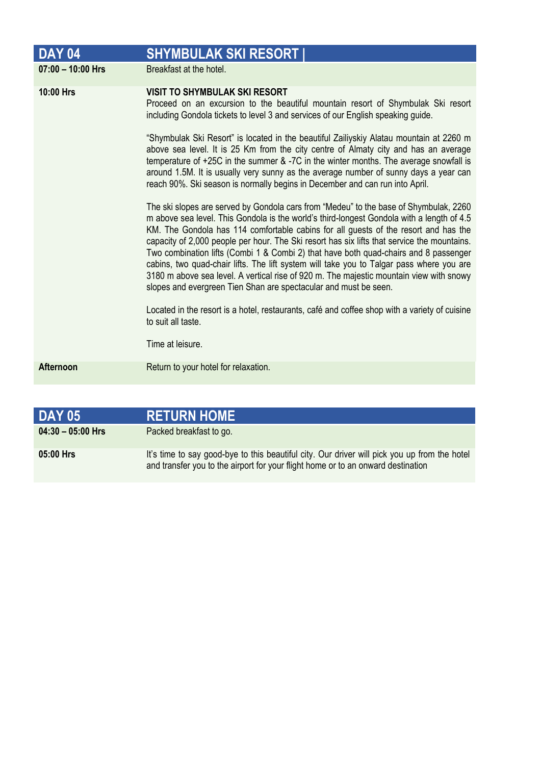| DAY 04 | SHYMBULAK SKI RESORT \| |
|---|---|
| **07:00 – 10:00 Hrs** | Breakfast at the hotel. |
| **10:00 Hrs** | **VISIT TO SHYMBULAK SKI RESORT**<br>Proceed on an excursion to the beautiful mountain resort of Shymbulak Ski resort including Gondola tickets to level 3 and services of our English speaking guide.<br><br>"Shymbulak Ski Resort" is located in the beautiful Zailiyskiy Alatau mountain at 2260 m above sea level. It is 25 Km from the city centre of Almaty city and has an average temperature of +25C in the summer & -7C in the winter months. The average snowfall is around 1.5M. It is usually very sunny as the average number of sunny days a year can reach 90%. Ski season is normally begins in December and can run into April.<br><br>The ski slopes are served by Gondola cars from "Medeu" to the base of Shymbulak, 2260 m above sea level. This Gondola is the world's third-longest Gondola with a length of 4.5 KM. The Gondola has 114 comfortable cabins for all guests of the resort and has the capacity of 2,000 people per hour. The Ski resort has six lifts that service the mountains. Two combination lifts (Combi 1 & Combi 2) that have both quad-chairs and 8 passenger cabins, two quad-chair lifts. The lift system will take you to Talgar pass where you are 3180 m above sea level. A vertical rise of 920 m. The majestic mountain view with snowy slopes and evergreen Tien Shan are spectacular and must be seen.<br><br>Located in the resort is a hotel, restaurants, café and coffee shop with a variety of cuisine to suit all taste.<br><br>Time at leisure. |
| **Afternoon** | Return to your hotel for relaxation. |

| DAY 05 | RETURN HOME |
|---|---|
| **04:30 – 05:00 Hrs** | Packed breakfast to go. |
| **05:00 Hrs** | It's time to say good-bye to this beautiful city. Our driver will pick you up from the hotel and transfer you to the airport for your flight home or to an onward destination |